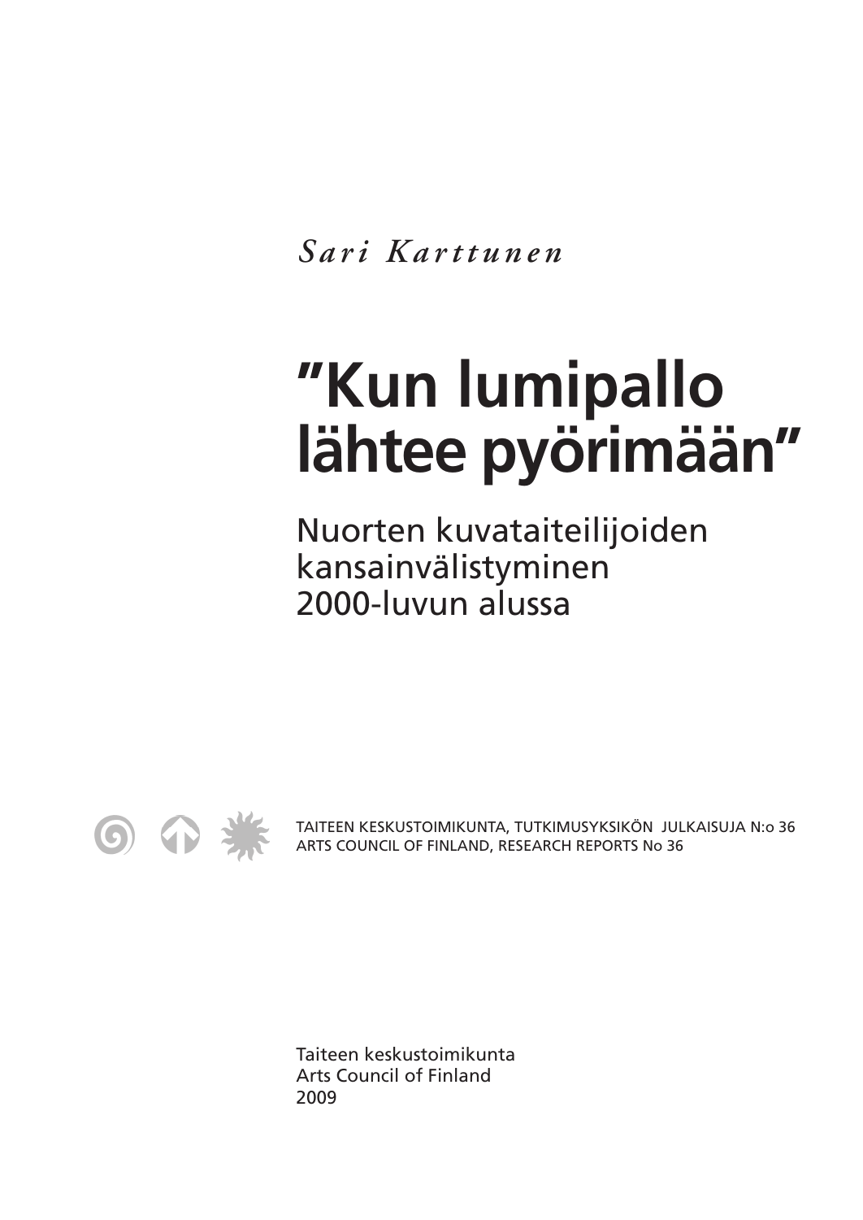*Sari Karttunen*

# "Kun lumipallo lähtee pyörimään"

## Nuorten kuvataiteilijoiden kansainvälistyminen 2000-luvun alussa

TAITEEN KESKUSTOIMIKUNTA, TUTKIMUSYKSIKÖN JULKAISUJA N:o 36
ARTS COUNCIL OF FINLAND, RESEARCH REPORTS No 36

Taiteen keskustoimikunta
Arts Council of Finland
2009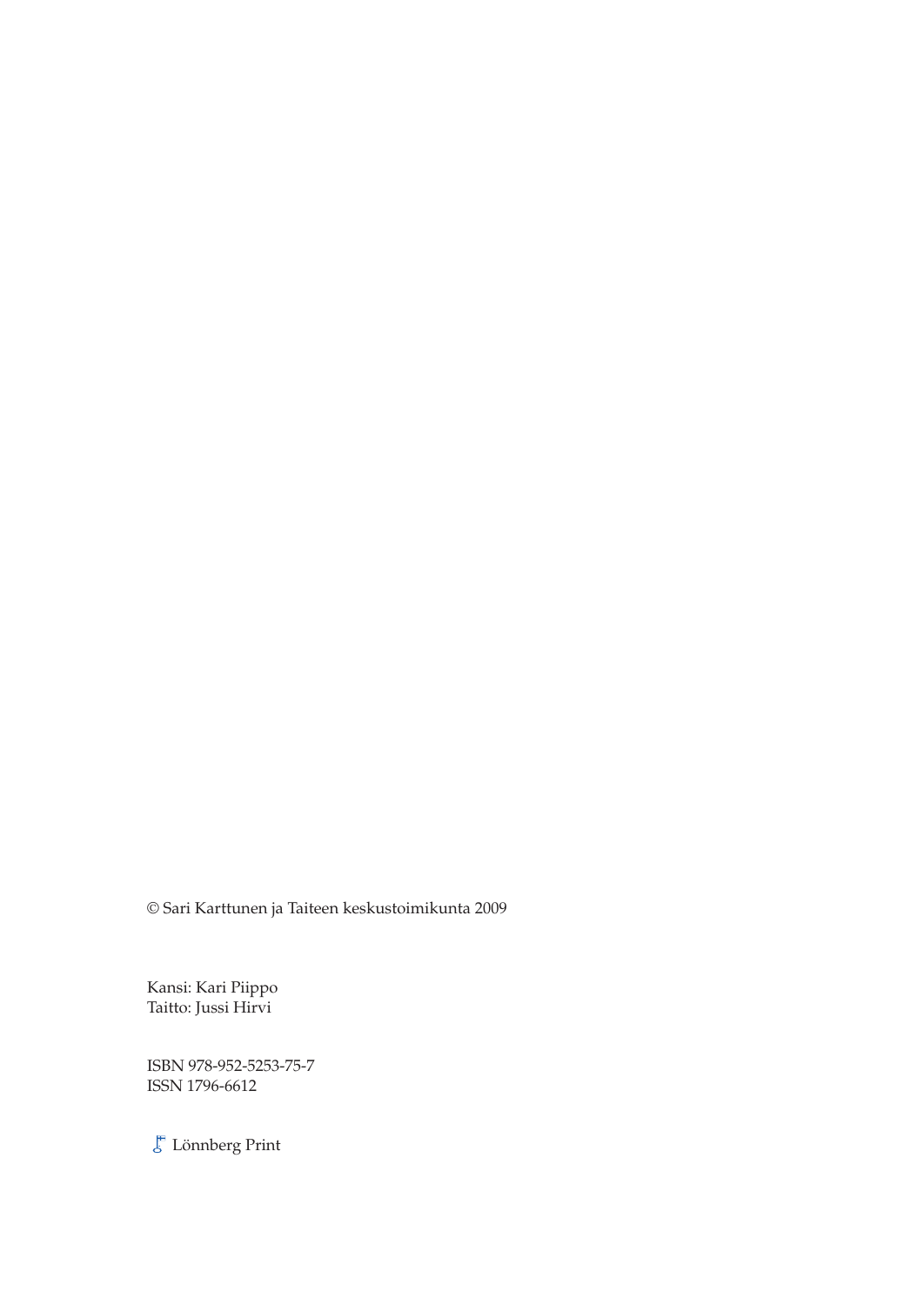© Sari Karttunen ja Taiteen keskustoimikunta 2009

Kansi: Kari Piippo
Taitto: Jussi Hirvi

ISBN 978-952-5253-75-7
ISSN 1796-6612

Lönnberg Print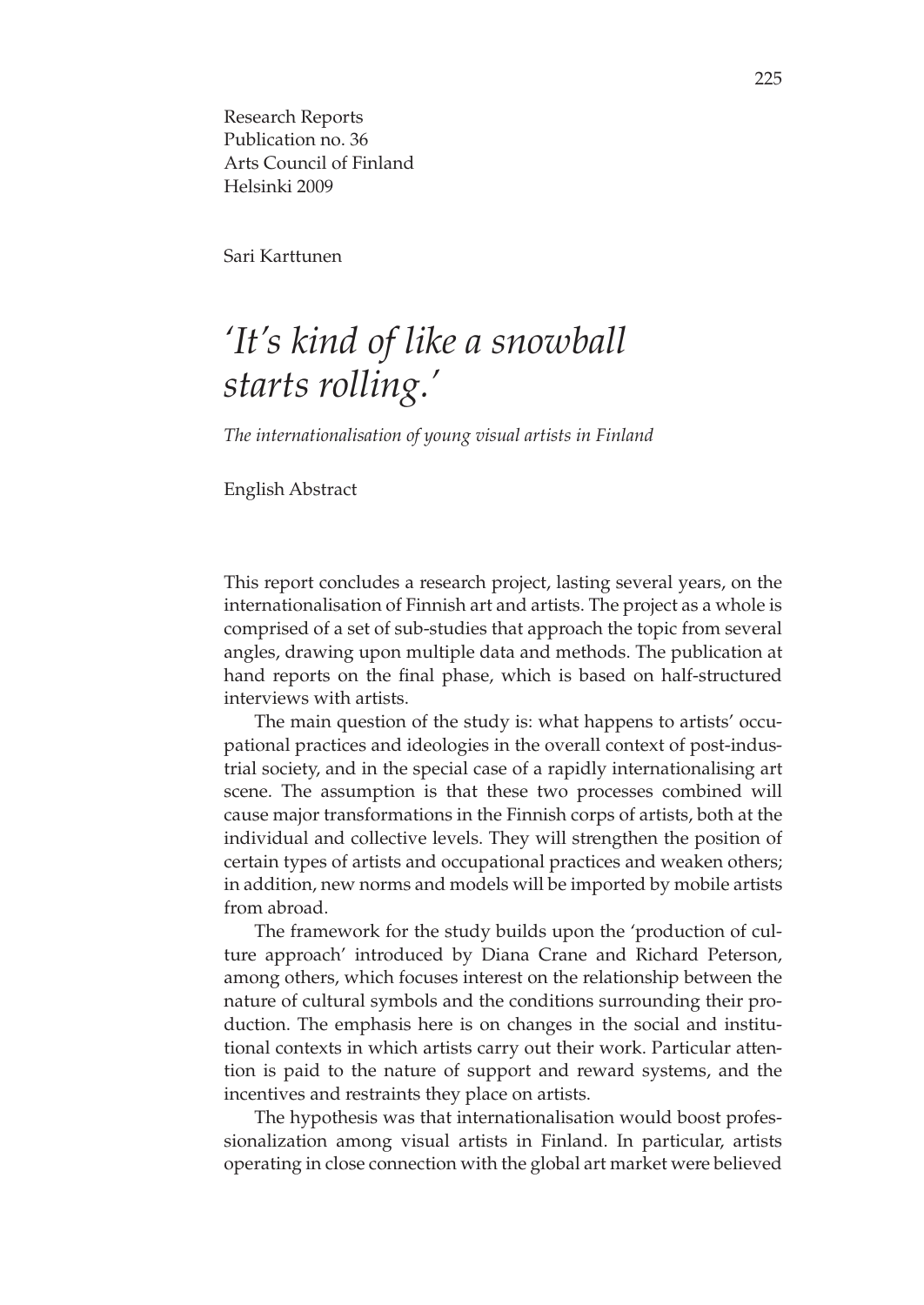Research Reports
Publication no. 36
Arts Council of Finland
Helsinki 2009

Sari Karttunen

# *'It's kind of like a snowball starts rolling.'*

*The internationalisation of young visual artists in Finland*

English Abstract

This report concludes a research project, lasting several years, on the internationalisation of Finnish art and artists. The project as a whole is comprised of a set of sub-studies that approach the topic from several angles, drawing upon multiple data and methods. The publication at hand reports on the final phase, which is based on half-structured interviews with artists.

The main question of the study is: what happens to artists' occupational practices and ideologies in the overall context of post-industrial society, and in the special case of a rapidly internationalising art scene. The assumption is that these two processes combined will cause major transformations in the Finnish corps of artists, both at the individual and collective levels. They will strengthen the position of certain types of artists and occupational practices and weaken others; in addition, new norms and models will be imported by mobile artists from abroad.

The framework for the study builds upon the 'production of culture approach' introduced by Diana Crane and Richard Peterson, among others, which focuses interest on the relationship between the nature of cultural symbols and the conditions surrounding their production. The emphasis here is on changes in the social and institutional contexts in which artists carry out their work. Particular attention is paid to the nature of support and reward systems, and the incentives and restraints they place on artists.

The hypothesis was that internationalisation would boost professionalization among visual artists in Finland. In particular, artists operating in close connection with the global art market were believed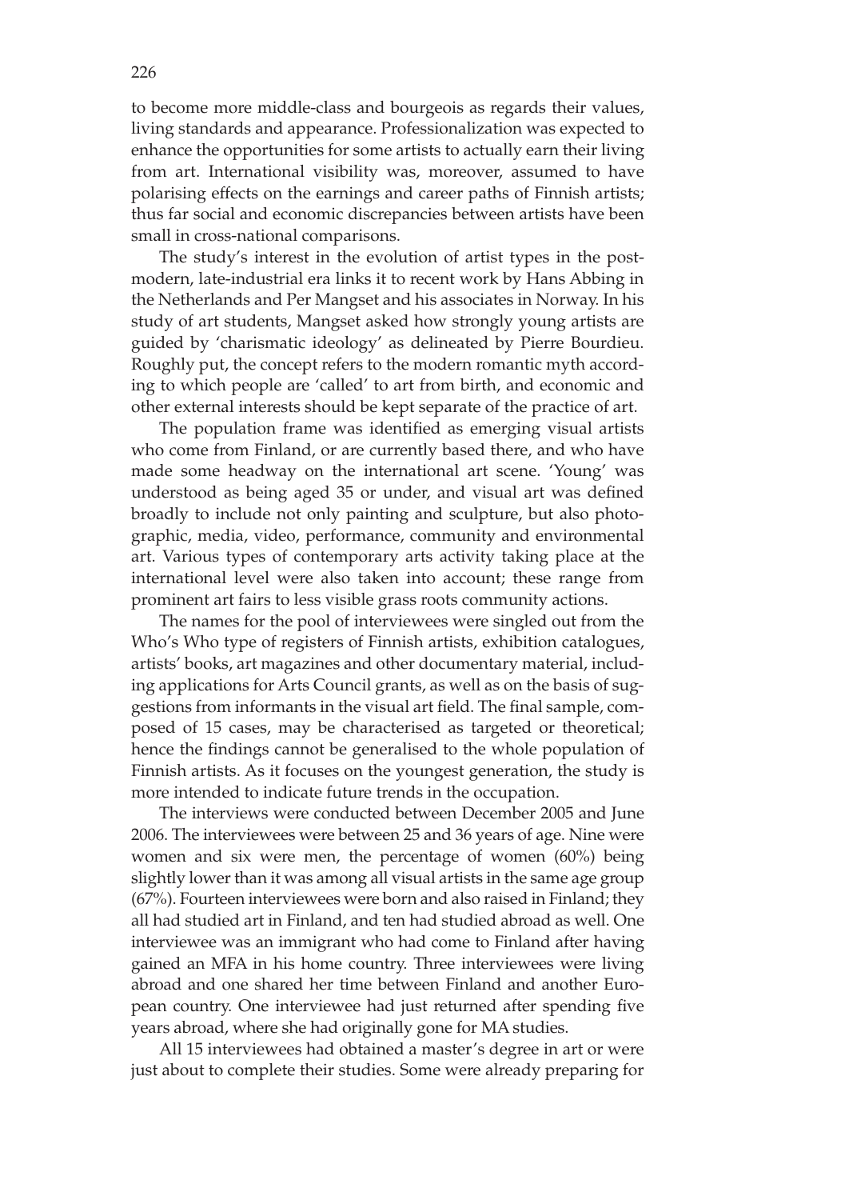to become more middle-class and bourgeois as regards their values, living standards and appearance. Professionalization was expected to enhance the opportunities for some artists to actually earn their living from art. International visibility was, moreover, assumed to have polarising effects on the earnings and career paths of Finnish artists; thus far social and economic discrepancies between artists have been small in cross-national comparisons.

The study's interest in the evolution of artist types in the post-modern, late-industrial era links it to recent work by Hans Abbing in the Netherlands and Per Mangset and his associates in Norway. In his study of art students, Mangset asked how strongly young artists are guided by 'charismatic ideology' as delineated by Pierre Bourdieu. Roughly put, the concept refers to the modern romantic myth according to which people are 'called' to art from birth, and economic and other external interests should be kept separate of the practice of art.

The population frame was identified as emerging visual artists who come from Finland, or are currently based there, and who have made some headway on the international art scene. 'Young' was understood as being aged 35 or under, and visual art was defined broadly to include not only painting and sculpture, but also photographic, media, video, performance, community and environmental art. Various types of contemporary arts activity taking place at the international level were also taken into account; these range from prominent art fairs to less visible grass roots community actions.

The names for the pool of interviewees were singled out from the Who's Who type of registers of Finnish artists, exhibition catalogues, artists' books, art magazines and other documentary material, including applications for Arts Council grants, as well as on the basis of suggestions from informants in the visual art field. The final sample, composed of 15 cases, may be characterised as targeted or theoretical; hence the findings cannot be generalised to the whole population of Finnish artists. As it focuses on the youngest generation, the study is more intended to indicate future trends in the occupation.

The interviews were conducted between December 2005 and June 2006. The interviewees were between 25 and 36 years of age. Nine were women and six were men, the percentage of women (60%) being slightly lower than it was among all visual artists in the same age group (67%). Fourteen interviewees were born and also raised in Finland; they all had studied art in Finland, and ten had studied abroad as well. One interviewee was an immigrant who had come to Finland after having gained an MFA in his home country. Three interviewees were living abroad and one shared her time between Finland and another European country. One interviewee had just returned after spending five years abroad, where she had originally gone for MA studies.

All 15 interviewees had obtained a master's degree in art or were just about to complete their studies. Some were already preparing for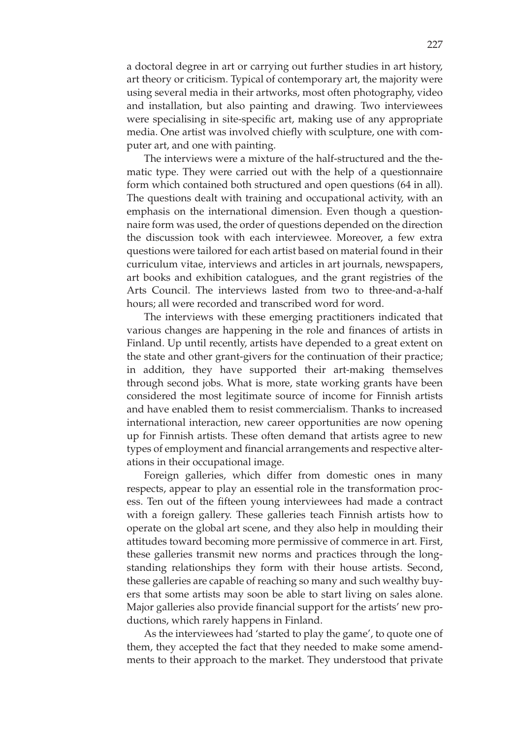a doctoral degree in art or carrying out further studies in art history, art theory or criticism. Typical of contemporary art, the majority were using several media in their artworks, most often photography, video and installation, but also painting and drawing. Two interviewees were specialising in site-specific art, making use of any appropriate media. One artist was involved chiefly with sculpture, one with computer art, and one with painting.

The interviews were a mixture of the half-structured and the thematic type. They were carried out with the help of a questionnaire form which contained both structured and open questions (64 in all). The questions dealt with training and occupational activity, with an emphasis on the international dimension. Even though a questionnaire form was used, the order of questions depended on the direction the discussion took with each interviewee. Moreover, a few extra questions were tailored for each artist based on material found in their curriculum vitae, interviews and articles in art journals, newspapers, art books and exhibition catalogues, and the grant registries of the Arts Council. The interviews lasted from two to three-and-a-half hours; all were recorded and transcribed word for word.

The interviews with these emerging practitioners indicated that various changes are happening in the role and finances of artists in Finland. Up until recently, artists have depended to a great extent on the state and other grant-givers for the continuation of their practice; in addition, they have supported their art-making themselves through second jobs. What is more, state working grants have been considered the most legitimate source of income for Finnish artists and have enabled them to resist commercialism. Thanks to increased international interaction, new career opportunities are now opening up for Finnish artists. These often demand that artists agree to new types of employment and financial arrangements and respective alterations in their occupational image.

Foreign galleries, which differ from domestic ones in many respects, appear to play an essential role in the transformation process. Ten out of the fifteen young interviewees had made a contract with a foreign gallery. These galleries teach Finnish artists how to operate on the global art scene, and they also help in moulding their attitudes toward becoming more permissive of commerce in art. First, these galleries transmit new norms and practices through the longstanding relationships they form with their house artists. Second, these galleries are capable of reaching so many and such wealthy buyers that some artists may soon be able to start living on sales alone. Major galleries also provide financial support for the artists' new productions, which rarely happens in Finland.

As the interviewees had 'started to play the game', to quote one of them, they accepted the fact that they needed to make some amendments to their approach to the market. They understood that private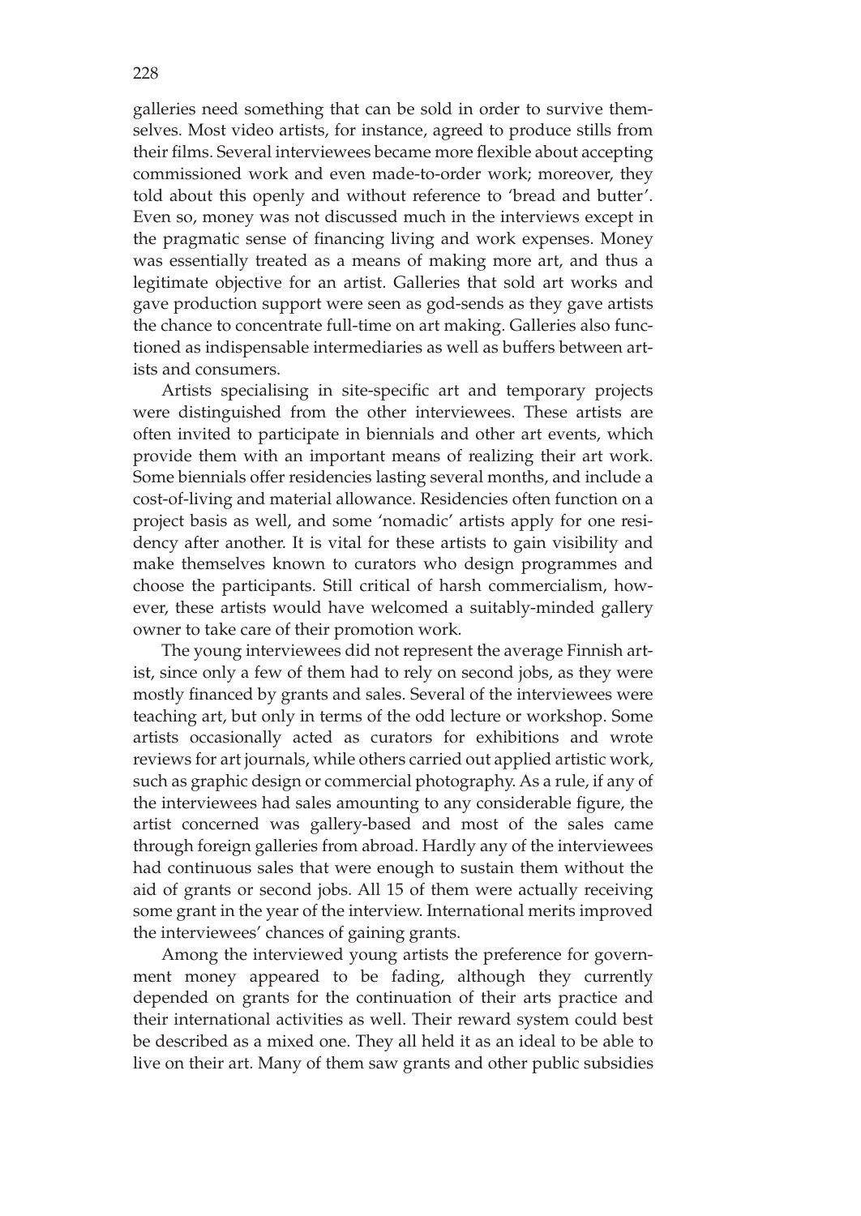galleries need something that can be sold in order to survive themselves. Most video artists, for instance, agreed to produce stills from their films. Several interviewees became more flexible about accepting commissioned work and even made-to-order work; moreover, they told about this openly and without reference to 'bread and butter'. Even so, money was not discussed much in the interviews except in the pragmatic sense of financing living and work expenses. Money was essentially treated as a means of making more art, and thus a legitimate objective for an artist. Galleries that sold art works and gave production support were seen as god-sends as they gave artists the chance to concentrate full-time on art making. Galleries also functioned as indispensable intermediaries as well as buffers between artists and consumers.

Artists specialising in site-specific art and temporary projects were distinguished from the other interviewees. These artists are often invited to participate in biennials and other art events, which provide them with an important means of realizing their art work. Some biennials offer residencies lasting several months, and include a cost-of-living and material allowance. Residencies often function on a project basis as well, and some 'nomadic' artists apply for one residency after another. It is vital for these artists to gain visibility and make themselves known to curators who design programmes and choose the participants. Still critical of harsh commercialism, however, these artists would have welcomed a suitably-minded gallery owner to take care of their promotion work.

The young interviewees did not represent the average Finnish artist, since only a few of them had to rely on second jobs, as they were mostly financed by grants and sales. Several of the interviewees were teaching art, but only in terms of the odd lecture or workshop. Some artists occasionally acted as curators for exhibitions and wrote reviews for art journals, while others carried out applied artistic work, such as graphic design or commercial photography. As a rule, if any of the interviewees had sales amounting to any considerable figure, the artist concerned was gallery-based and most of the sales came through foreign galleries from abroad. Hardly any of the interviewees had continuous sales that were enough to sustain them without the aid of grants or second jobs. All 15 of them were actually receiving some grant in the year of the interview. International merits improved the interviewees' chances of gaining grants.

Among the interviewed young artists the preference for government money appeared to be fading, although they currently depended on grants for the continuation of their arts practice and their international activities as well. Their reward system could best be described as a mixed one. They all held it as an ideal to be able to live on their art. Many of them saw grants and other public subsidies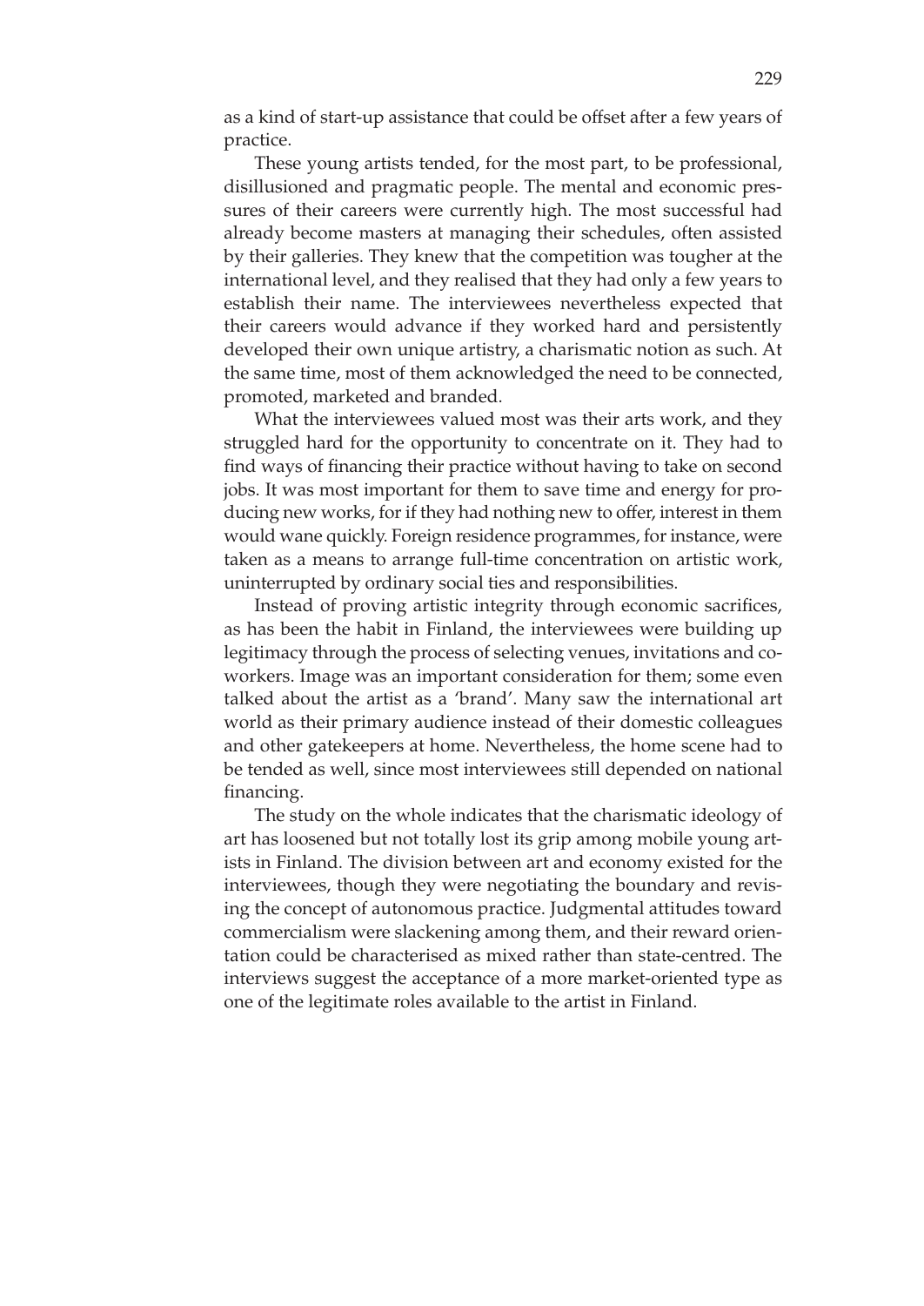as a kind of start-up assistance that could be offset after a few years of practice.

These young artists tended, for the most part, to be professional, disillusioned and pragmatic people. The mental and economic pressures of their careers were currently high. The most successful had already become masters at managing their schedules, often assisted by their galleries. They knew that the competition was tougher at the international level, and they realised that they had only a few years to establish their name. The interviewees nevertheless expected that their careers would advance if they worked hard and persistently developed their own unique artistry, a charismatic notion as such. At the same time, most of them acknowledged the need to be connected, promoted, marketed and branded.

What the interviewees valued most was their arts work, and they struggled hard for the opportunity to concentrate on it. They had to find ways of financing their practice without having to take on second jobs. It was most important for them to save time and energy for producing new works, for if they had nothing new to offer, interest in them would wane quickly. Foreign residence programmes, for instance, were taken as a means to arrange full-time concentration on artistic work, uninterrupted by ordinary social ties and responsibilities.

Instead of proving artistic integrity through economic sacrifices, as has been the habit in Finland, the interviewees were building up legitimacy through the process of selecting venues, invitations and co-workers. Image was an important consideration for them; some even talked about the artist as a 'brand'. Many saw the international art world as their primary audience instead of their domestic colleagues and other gatekeepers at home. Nevertheless, the home scene had to be tended as well, since most interviewees still depended on national financing.

The study on the whole indicates that the charismatic ideology of art has loosened but not totally lost its grip among mobile young artists in Finland. The division between art and economy existed for the interviewees, though they were negotiating the boundary and revising the concept of autonomous practice. Judgmental attitudes toward commercialism were slackening among them, and their reward orientation could be characterised as mixed rather than state-centred. The interviews suggest the acceptance of a more market-oriented type as one of the legitimate roles available to the artist in Finland.